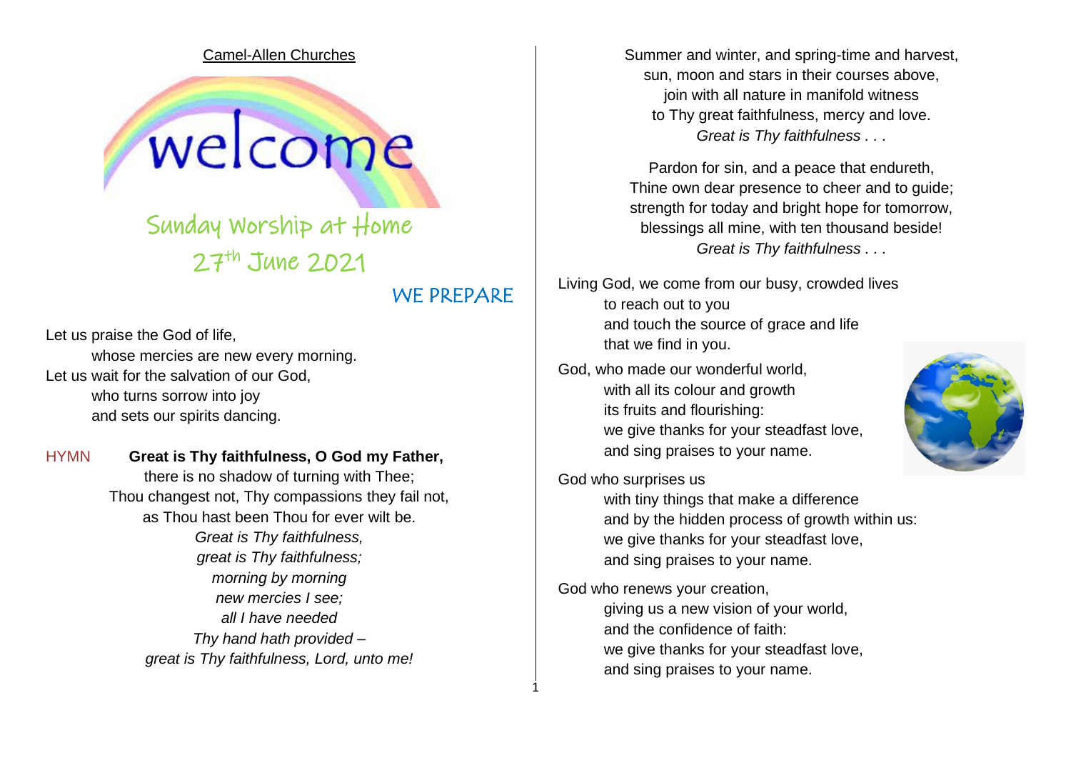Camel-Allen Churches

# welcome

## Sunday Worship at Home
## 27th June 2021

### WE PREPARE

Let us praise the God of life,
whose mercies are new every morning.
Let us wait for the salvation of our God,
who turns sorrow into joy
and sets our spirits dancing.

HYMN **Great is Thy faithfulness, O God my Father,**
there is no shadow of turning with Thee;
Thou changest not, Thy compassions they fail not,
as Thou hast been Thou for ever wilt be.
*Great is Thy faithfulness,*
*great is Thy faithfulness;*
*morning by morning*
*new mercies I see;*
*all I have needed*
*Thy hand hath provided –*
*great is Thy faithfulness, Lord, unto me!*

Summer and winter, and spring-time and harvest,
sun, moon and stars in their courses above,
join with all nature in manifold witness
to Thy great faithfulness, mercy and love.
*Great is Thy faithfulness . . .*

Pardon for sin, and a peace that endureth,
Thine own dear presence to cheer and to guide;
strength for today and bright hope for tomorrow,
blessings all mine, with ten thousand beside!
*Great is Thy faithfulness . . .*

Living God, we come from our busy, crowded lives
to reach out to you
and touch the source of grace and life
that we find in you.

God, who made our wonderful world,
with all its colour and growth
its fruits and flourishing:
we give thanks for your steadfast love,
and sing praises to your name.

God who surprises us
with tiny things that make a difference
and by the hidden process of growth within us:
we give thanks for your steadfast love,
and sing praises to your name.

God who renews your creation,
giving us a new vision of your world,
and the confidence of faith:
we give thanks for your steadfast love,
and sing praises to your name.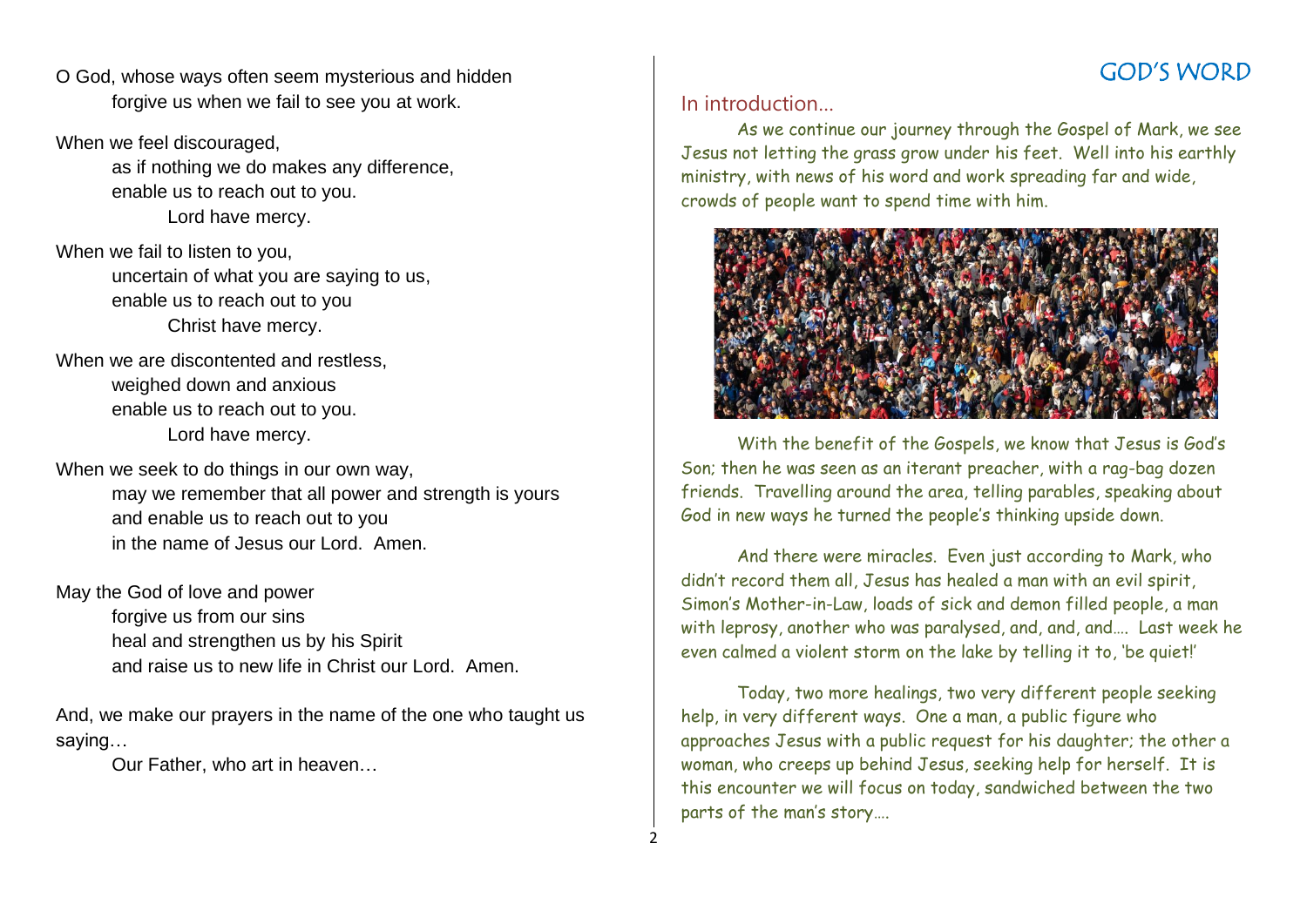O God, whose ways often seem mysterious and hidden
forgive us when we fail to see you at work.

When we feel discouraged,
as if nothing we do makes any difference,
enable us to reach out to you.
Lord have mercy.

When we fail to listen to you,
uncertain of what you are saying to us,
enable us to reach out to you
Christ have mercy.

When we are discontented and restless,
weighed down and anxious
enable us to reach out to you.
Lord have mercy.

When we seek to do things in our own way,
may we remember that all power and strength is yours
and enable us to reach out to you
in the name of Jesus our Lord. Amen.

May the God of love and power
forgive us from our sins
heal and strengthen us by his Spirit
and raise us to new life in Christ our Lord. Amen.

And, we make our prayers in the name of the one who taught us saying…

Our Father, who art in heaven…

# GOD'S WORD

## In introduction…

As we continue our journey through the Gospel of Mark, we see Jesus not letting the grass grow under his feet. Well into his earthly ministry, with news of his word and work spreading far and wide, crowds of people want to spend time with him.

With the benefit of the Gospels, we know that Jesus is God's Son; then he was seen as an iterant preacher, with a rag-bag dozen friends. Travelling around the area, telling parables, speaking about God in new ways he turned the people's thinking upside down.

And there were miracles. Even just according to Mark, who didn't record them all, Jesus has healed a man with an evil spirit, Simon's Mother-in-Law, loads of sick and demon filled people, a man with leprosy, another who was paralysed, and, and, and…. Last week he even calmed a violent storm on the lake by telling it to, 'be quiet!'

Today, two more healings, two very different people seeking help, in very different ways. One a man, a public figure who approaches Jesus with a public request for his daughter; the other a woman, who creeps up behind Jesus, seeking help for herself. It is this encounter we will focus on today, sandwiched between the two parts of the man's story….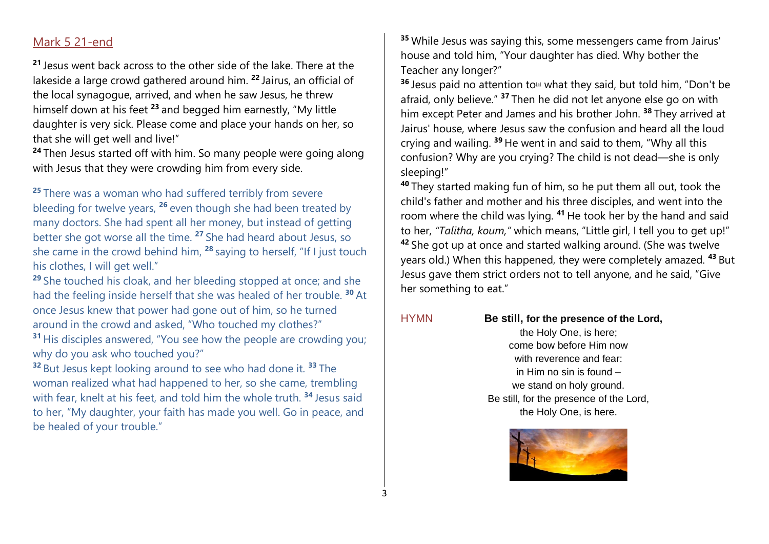## Mark 5 21-end

[21] Jesus went back across to the other side of the lake. There at the lakeside a large crowd gathered around him. [22] Jairus, an official of the local synagogue, arrived, and when he saw Jesus, he threw himself down at his feet [23] and begged him earnestly, "My little daughter is very sick. Please come and place your hands on her, so that she will get well and live!"
[24] Then Jesus started off with him. So many people were going along with Jesus that they were crowding him from every side.

[25] There was a woman who had suffered terribly from severe bleeding for twelve years, [26] even though she had been treated by many doctors. She had spent all her money, but instead of getting better she got worse all the time. [27] She had heard about Jesus, so she came in the crowd behind him, [28] saying to herself, "If I just touch his clothes, I will get well."
[29] She touched his cloak, and her bleeding stopped at once; and she had the feeling inside herself that she was healed of her trouble. [30] At once Jesus knew that power had gone out of him, so he turned around in the crowd and asked, "Who touched my clothes?"
[31] His disciples answered, "You see how the people are crowding you; why do you ask who touched you?"
[32] But Jesus kept looking around to see who had done it. [33] The woman realized what had happened to her, so she came, trembling with fear, knelt at his feet, and told him the whole truth. [34] Jesus said to her, "My daughter, your faith has made you well. Go in peace, and be healed of your trouble."

[35] While Jesus was saying this, some messengers came from Jairus' house and told him, "Your daughter has died. Why bother the Teacher any longer?"
[36] Jesus paid no attention to[a] what they said, but told him, "Don't be afraid, only believe." [37] Then he did not let anyone else go on with him except Peter and James and his brother John. [38] They arrived at Jairus' house, where Jesus saw the confusion and heard all the loud crying and wailing. [39] He went in and said to them, "Why all this confusion? Why are you crying? The child is not dead—she is only sleeping!"
[40] They started making fun of him, so he put them all out, took the child's father and mother and his three disciples, and went into the room where the child was lying. [41] He took her by the hand and said to her, *"Talitha, koum,"* which means, "Little girl, I tell you to get up!"
[42] She got up at once and started walking around. (She was twelve years old.) When this happened, they were completely amazed. [43] But Jesus gave them strict orders not to tell anyone, and he said, "Give her something to eat."

HYMN **Be still, for the presence of the Lord,**
the Holy One, is here;
come bow before Him now
with reverence and fear:
in Him no sin is found –
we stand on holy ground.
Be still, for the presence of the Lord,
the Holy One, is here.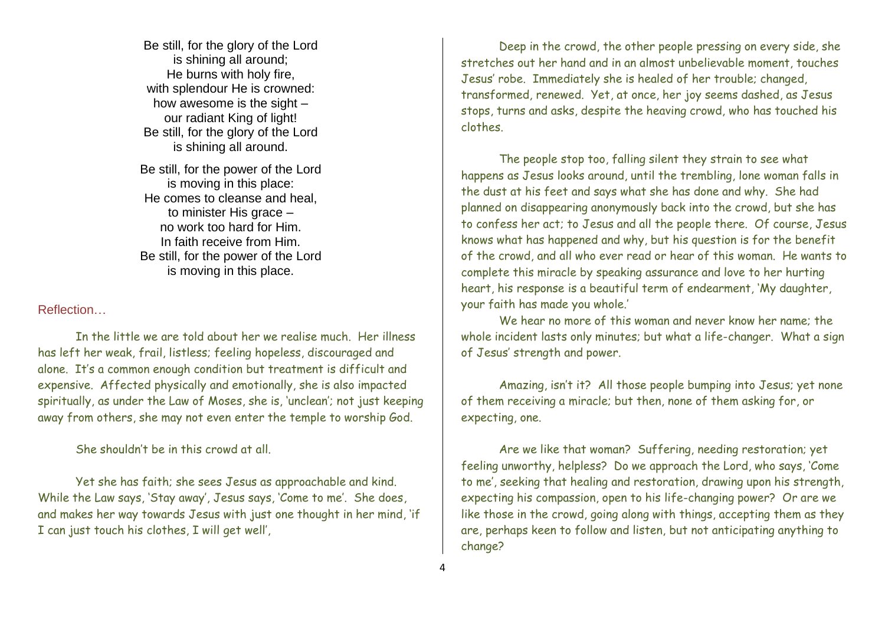Be still, for the glory of the Lord
is shining all around;
He burns with holy fire,
with splendour He is crowned:
how awesome is the sight –
our radiant King of light!
Be still, for the glory of the Lord
is shining all around.

Be still, for the power of the Lord
is moving in this place:
He comes to cleanse and heal,
to minister His grace –
no work too hard for Him.
In faith receive from Him.
Be still, for the power of the Lord
is moving in this place.

## Reflection…

In the little we are told about her we realise much. Her illness has left her weak, frail, listless; feeling hopeless, discouraged and alone. It's a common enough condition but treatment is difficult and expensive. Affected physically and emotionally, she is also impacted spiritually, as under the Law of Moses, she is, 'unclean'; not just keeping away from others, she may not even enter the temple to worship God.

She shouldn't be in this crowd at all.

Yet she has faith; she sees Jesus as approachable and kind. While the Law says, 'Stay away', Jesus says, 'Come to me'. She does, and makes her way towards Jesus with just one thought in her mind, 'if I can just touch his clothes, I will get well',

Deep in the crowd, the other people pressing on every side, she stretches out her hand and in an almost unbelievable moment, touches Jesus' robe. Immediately she is healed of her trouble; changed, transformed, renewed. Yet, at once, her joy seems dashed, as Jesus stops, turns and asks, despite the heaving crowd, who has touched his clothes.

The people stop too, falling silent they strain to see what happens as Jesus looks around, until the trembling, lone woman falls in the dust at his feet and says what she has done and why. She had planned on disappearing anonymously back into the crowd, but she has to confess her act; to Jesus and all the people there. Of course, Jesus knows what has happened and why, but his question is for the benefit of the crowd, and all who ever read or hear of this woman. He wants to complete this miracle by speaking assurance and love to her hurting heart, his response is a beautiful term of endearment, 'My daughter, your faith has made you whole.'

We hear no more of this woman and never know her name; the whole incident lasts only minutes; but what a life-changer. What a sign of Jesus' strength and power.

Amazing, isn't it? All those people bumping into Jesus; yet none of them receiving a miracle; but then, none of them asking for, or expecting, one.

Are we like that woman? Suffering, needing restoration; yet feeling unworthy, helpless? Do we approach the Lord, who says, 'Come to me', seeking that healing and restoration, drawing upon his strength, expecting his compassion, open to his life-changing power? Or are we like those in the crowd, going along with things, accepting them as they are, perhaps keen to follow and listen, but not anticipating anything to change?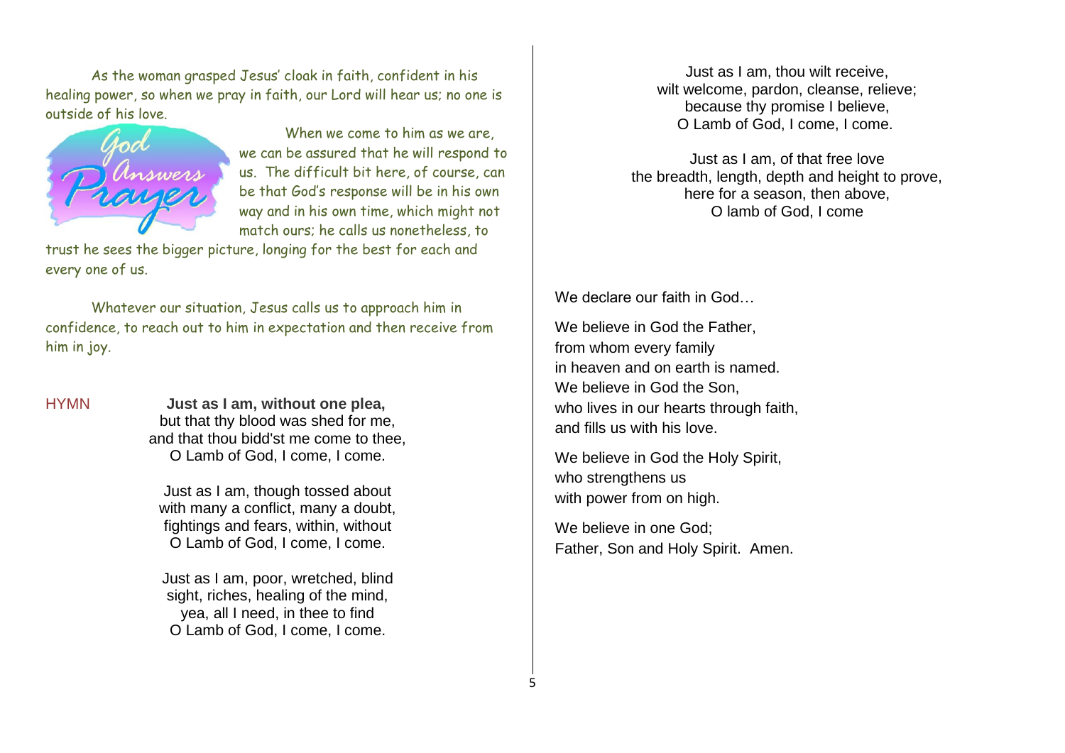As the woman grasped Jesus' cloak in faith, confident in his healing power, so when we pray in faith, our Lord will hear us; no one is outside of his love.

When we come to him as we are, we can be assured that he will respond to us. The difficult bit here, of course, can be that God's response will be in his own way and in his own time, which might not match ours; he calls us nonetheless, to trust he sees the bigger picture, longing for the best for each and every one of us.

Whatever our situation, Jesus calls us to approach him in confidence, to reach out to him in expectation and then receive from him in joy.

HYMN

**Just as I am, without one plea,**
but that thy blood was shed for me,
and that thou bidd'st me come to thee,
O Lamb of God, I come, I come.

Just as I am, though tossed about
with many a conflict, many a doubt,
fightings and fears, within, without
O Lamb of God, I come, I come.

Just as I am, poor, wretched, blind
sight, riches, healing of the mind,
yea, all I need, in thee to find
O Lamb of God, I come, I come.

Just as I am, thou wilt receive,
wilt welcome, pardon, cleanse, relieve;
because thy promise I believe,
O Lamb of God, I come, I come.

Just as I am, of that free love
the breadth, length, depth and height to prove,
here for a season, then above,
O lamb of God, I come

We declare our faith in God…

We believe in God the Father,
from whom every family
in heaven and on earth is named.
We believe in God the Son,
who lives in our hearts through faith,
and fills us with his love.

We believe in God the Holy Spirit,
who strengthens us
with power from on high.

We believe in one God;
Father, Son and Holy Spirit. Amen.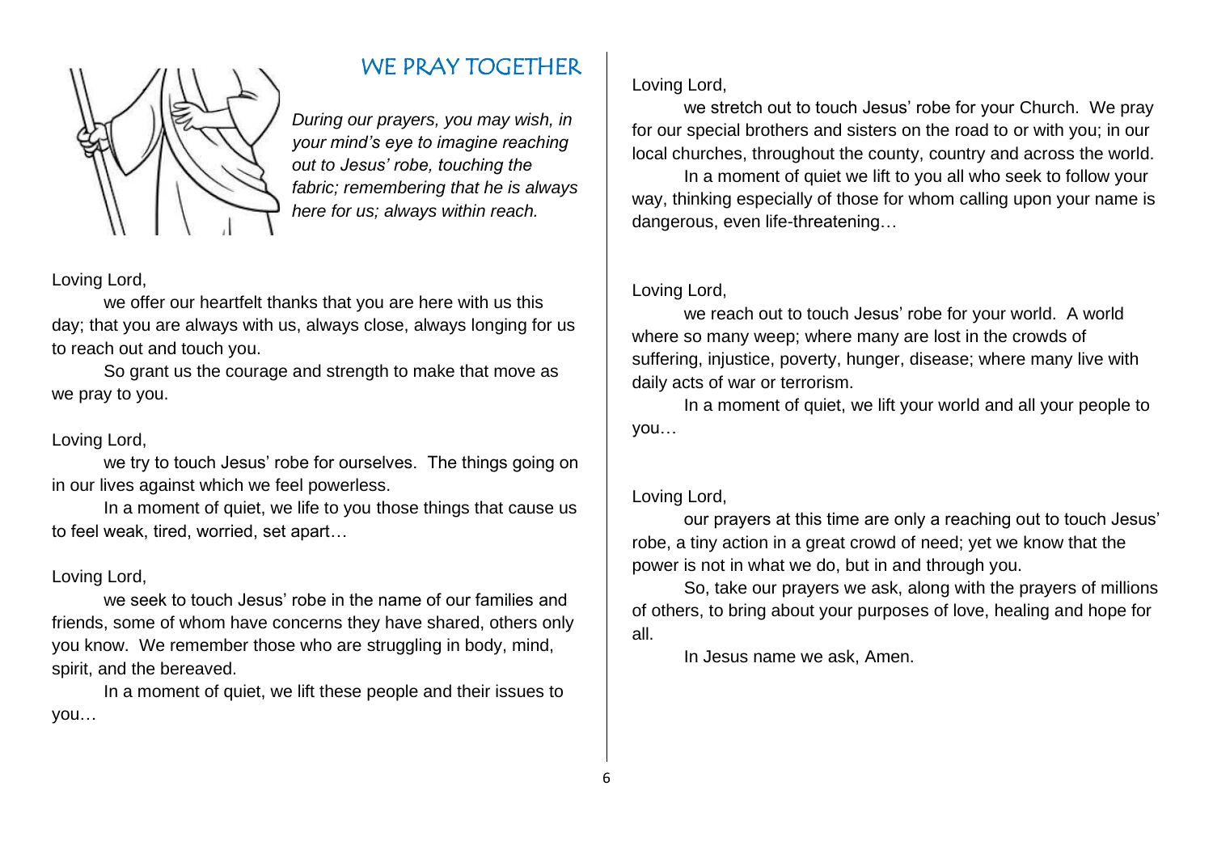## WE PRAY TOGETHER

*During our prayers, you may wish, in your mind's eye to imagine reaching out to Jesus' robe, touching the fabric; remembering that he is always here for us; always within reach.*

Loving Lord,

we offer our heartfelt thanks that you are here with us this day; that you are always with us, always close, always longing for us to reach out and touch you.

So grant us the courage and strength to make that move as we pray to you.

Loving Lord,

we try to touch Jesus' robe for ourselves. The things going on in our lives against which we feel powerless.

In a moment of quiet, we life to you those things that cause us to feel weak, tired, worried, set apart…

Loving Lord,

we seek to touch Jesus' robe in the name of our families and friends, some of whom have concerns they have shared, others only you know. We remember those who are struggling in body, mind, spirit, and the bereaved.

In a moment of quiet, we lift these people and their issues to you…

Loving Lord,

we stretch out to touch Jesus' robe for your Church. We pray for our special brothers and sisters on the road to or with you; in our local churches, throughout the county, country and across the world.

In a moment of quiet we lift to you all who seek to follow your way, thinking especially of those for whom calling upon your name is dangerous, even life-threatening…

Loving Lord,

we reach out to touch Jesus' robe for your world. A world where so many weep; where many are lost in the crowds of suffering, injustice, poverty, hunger, disease; where many live with daily acts of war or terrorism.

In a moment of quiet, we lift your world and all your people to you…

Loving Lord,

our prayers at this time are only a reaching out to touch Jesus' robe, a tiny action in a great crowd of need; yet we know that the power is not in what we do, but in and through you.

So, take our prayers we ask, along with the prayers of millions of others, to bring about your purposes of love, healing and hope for all.

In Jesus name we ask, Amen.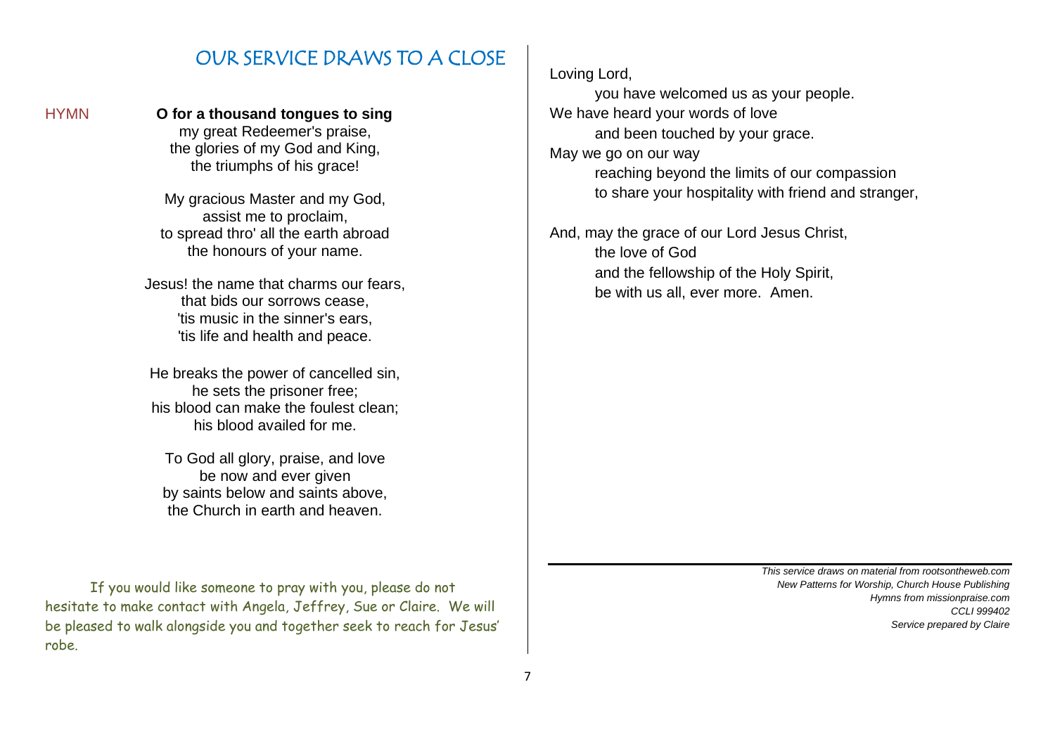# OUR SERVICE DRAWS TO A CLOSE

HYMN **O for a thousand tongues to sing**
my great Redeemer's praise,
the glories of my God and King,
the triumphs of his grace!

My gracious Master and my God,
assist me to proclaim,
to spread thro' all the earth abroad
the honours of your name.

Jesus! the name that charms our fears,
that bids our sorrows cease,
'tis music in the sinner's ears,
'tis life and health and peace.

He breaks the power of cancelled sin,
he sets the prisoner free;
his blood can make the foulest clean;
his blood availed for me.

To God all glory, praise, and love
be now and ever given
by saints below and saints above,
the Church in earth and heaven.

If you would like someone to pray with you, please do not hesitate to make contact with Angela, Jeffrey, Sue or Claire. We will be pleased to walk alongside you and together seek to reach for Jesus' robe.

Loving Lord,
you have welcomed us as your people.
We have heard your words of love
and been touched by your grace.
May we go on our way
reaching beyond the limits of our compassion
to share your hospitality with friend and stranger,

And, may the grace of our Lord Jesus Christ,
the love of God
and the fellowship of the Holy Spirit,
be with us all, ever more. Amen.

---

*This service draws on material from rootsontheweb.com*
*New Patterns for Worship, Church House Publishing*
*Hymns from missionpraise.com*
*CCLI 999402*
*Service prepared by Claire*